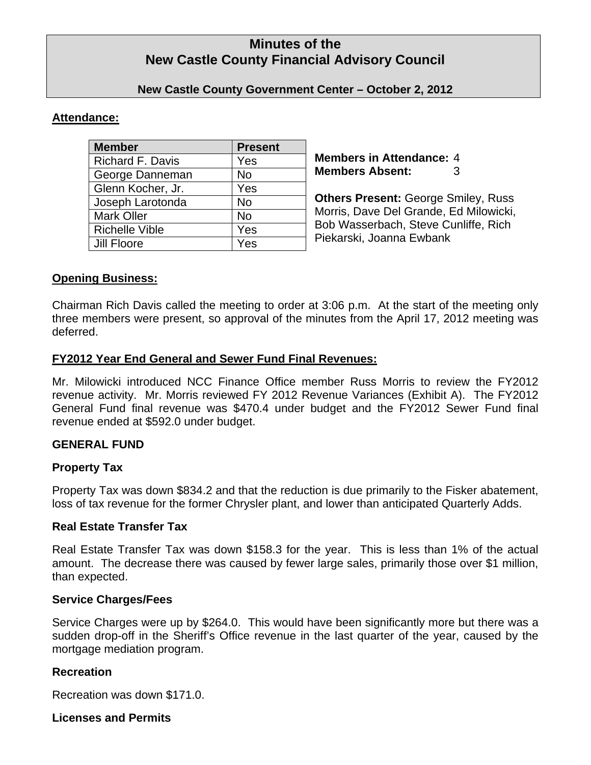# Minutes of the New Castle County Financial Advisory Council

**New Castle County Government Center – October 2, 2012**

## Attendance:

| Member | Present |
|---|---|
| Richard F. Davis | Yes |
| George Danneman | No |
| Glenn Kocher, Jr. | Yes |
| Joseph Larotonda | No |
| Mark Oller | No |
| Richelle Vible | Yes |
| Jill Floore | Yes |

**Members in Attendance:** 4
**Members Absent:** 3

**Others Present:** George Smiley, Russ Morris, Dave Del Grande, Ed Milowicki, Bob Wasserbach, Steve Cunliffe, Rich Piekarski, Joanna Ewbank

## Opening Business:

Chairman Rich Davis called the meeting to order at 3:06 p.m. At the start of the meeting only three members were present, so approval of the minutes from the April 17, 2012 meeting was deferred.

## FY2012 Year End General and Sewer Fund Final Revenues:

Mr. Milowicki introduced NCC Finance Office member Russ Morris to review the FY2012 revenue activity. Mr. Morris reviewed FY 2012 Revenue Variances (Exhibit A). The FY2012 General Fund final revenue was $470.4 under budget and the FY2012 Sewer Fund final revenue ended at $592.0 under budget.

### GENERAL FUND

#### Property Tax

Property Tax was down $834.2 and that the reduction is due primarily to the Fisker abatement, loss of tax revenue for the former Chrysler plant, and lower than anticipated Quarterly Adds.

#### Real Estate Transfer Tax

Real Estate Transfer Tax was down $158.3 for the year. This is less than 1% of the actual amount. The decrease there was caused by fewer large sales, primarily those over $1 million, than expected.

#### Service Charges/Fees

Service Charges were up by $264.0. This would have been significantly more but there was a sudden drop-off in the Sheriff's Office revenue in the last quarter of the year, caused by the mortgage mediation program.

#### Recreation

Recreation was down $171.0.

#### Licenses and Permits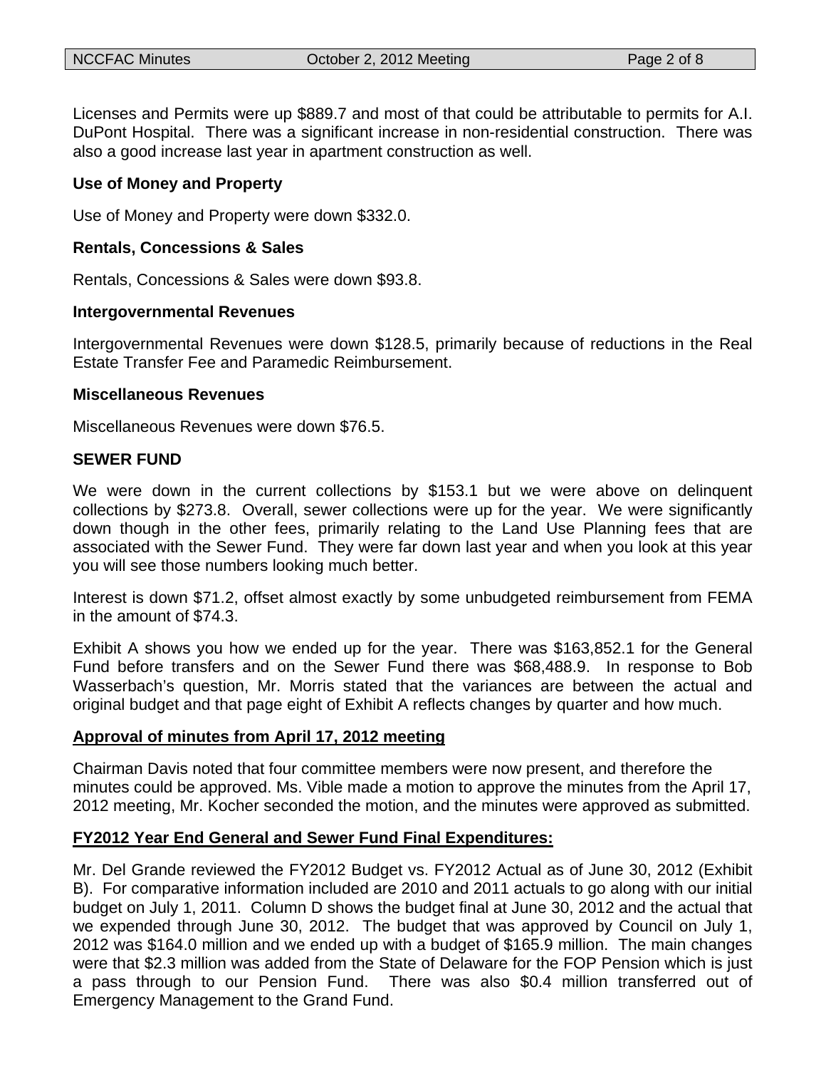Licenses and Permits were up $889.7 and most of that could be attributable to permits for A.I. DuPont Hospital. There was a significant increase in non-residential construction. There was also a good increase last year in apartment construction as well.

**Use of Money and Property**

Use of Money and Property were down $332.0.

**Rentals, Concessions & Sales**

Rentals, Concessions & Sales were down $93.8.

**Intergovernmental Revenues**

Intergovernmental Revenues were down $128.5, primarily because of reductions in the Real Estate Transfer Fee and Paramedic Reimbursement.

**Miscellaneous Revenues**

Miscellaneous Revenues were down $76.5.

**SEWER FUND**

We were down in the current collections by $153.1 but we were above on delinquent collections by $273.8. Overall, sewer collections were up for the year. We were significantly down though in the other fees, primarily relating to the Land Use Planning fees that are associated with the Sewer Fund. They were far down last year and when you look at this year you will see those numbers looking much better.

Interest is down $71.2, offset almost exactly by some unbudgeted reimbursement from FEMA in the amount of $74.3.

Exhibit A shows you how we ended up for the year. There was $163,852.1 for the General Fund before transfers and on the Sewer Fund there was $68,488.9. In response to Bob Wasserbach's question, Mr. Morris stated that the variances are between the actual and original budget and that page eight of Exhibit A reflects changes by quarter and how much.

**<u>Approval of minutes from April 17, 2012 meeting</u>**

Chairman Davis noted that four committee members were now present, and therefore the minutes could be approved. Ms. Vible made a motion to approve the minutes from the April 17, 2012 meeting, Mr. Kocher seconded the motion, and the minutes were approved as submitted.

**<u>FY2012 Year End General and Sewer Fund Final Expenditures:</u>**

Mr. Del Grande reviewed the FY2012 Budget vs. FY2012 Actual as of June 30, 2012 (Exhibit B). For comparative information included are 2010 and 2011 actuals to go along with our initial budget on July 1, 2011. Column D shows the budget final at June 30, 2012 and the actual that we expended through June 30, 2012. The budget that was approved by Council on July 1, 2012 was $164.0 million and we ended up with a budget of $165.9 million. The main changes were that $2.3 million was added from the State of Delaware for the FOP Pension which is just a pass through to our Pension Fund. There was also $0.4 million transferred out of Emergency Management to the Grand Fund.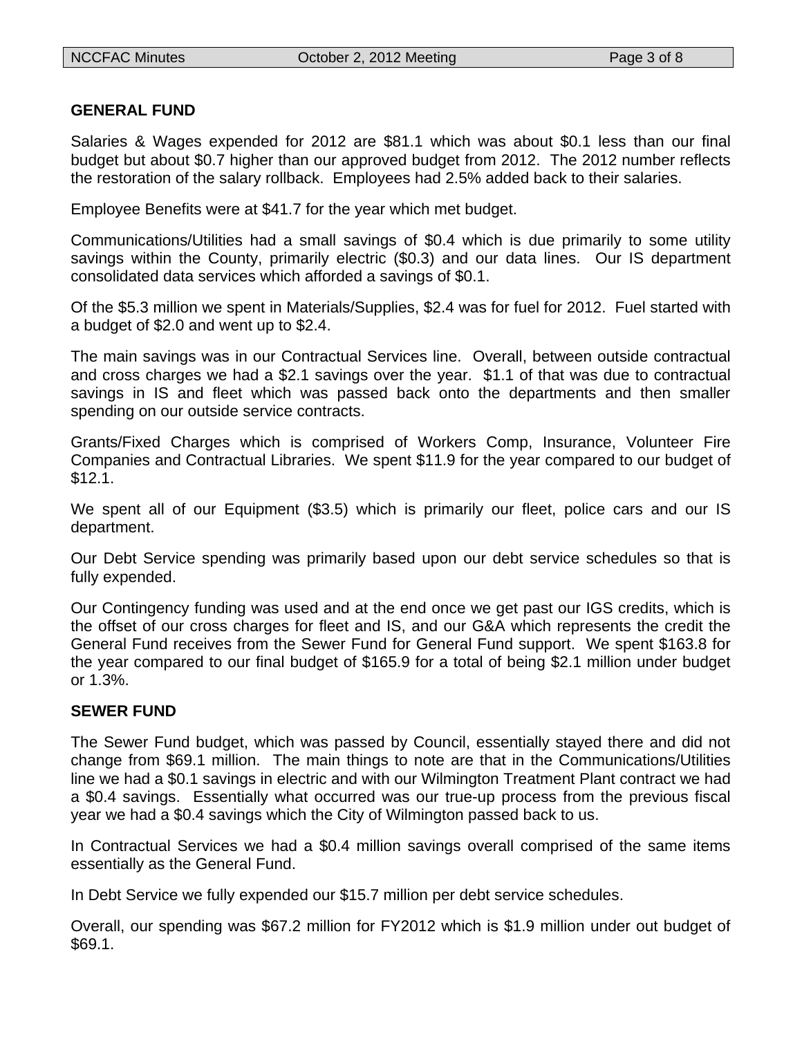## GENERAL FUND

Salaries & Wages expended for 2012 are $81.1 which was about $0.1 less than our final budget but about $0.7 higher than our approved budget from 2012. The 2012 number reflects the restoration of the salary rollback. Employees had 2.5% added back to their salaries.

Employee Benefits were at $41.7 for the year which met budget.

Communications/Utilities had a small savings of $0.4 which is due primarily to some utility savings within the County, primarily electric ($0.3) and our data lines. Our IS department consolidated data services which afforded a savings of $0.1.

Of the $5.3 million we spent in Materials/Supplies, $2.4 was for fuel for 2012. Fuel started with a budget of $2.0 and went up to $2.4.

The main savings was in our Contractual Services line. Overall, between outside contractual and cross charges we had a $2.1 savings over the year. $1.1 of that was due to contractual savings in IS and fleet which was passed back onto the departments and then smaller spending on our outside service contracts.

Grants/Fixed Charges which is comprised of Workers Comp, Insurance, Volunteer Fire Companies and Contractual Libraries. We spent $11.9 for the year compared to our budget of $12.1.

We spent all of our Equipment ($3.5) which is primarily our fleet, police cars and our IS department.

Our Debt Service spending was primarily based upon our debt service schedules so that is fully expended.

Our Contingency funding was used and at the end once we get past our IGS credits, which is the offset of our cross charges for fleet and IS, and our G&A which represents the credit the General Fund receives from the Sewer Fund for General Fund support. We spent $163.8 for the year compared to our final budget of $165.9 for a total of being $2.1 million under budget or 1.3%.

## SEWER FUND

The Sewer Fund budget, which was passed by Council, essentially stayed there and did not change from $69.1 million. The main things to note are that in the Communications/Utilities line we had a $0.1 savings in electric and with our Wilmington Treatment Plant contract we had a $0.4 savings. Essentially what occurred was our true-up process from the previous fiscal year we had a $0.4 savings which the City of Wilmington passed back to us.

In Contractual Services we had a $0.4 million savings overall comprised of the same items essentially as the General Fund.

In Debt Service we fully expended our $15.7 million per debt service schedules.

Overall, our spending was $67.2 million for FY2012 which is $1.9 million under out budget of $69.1.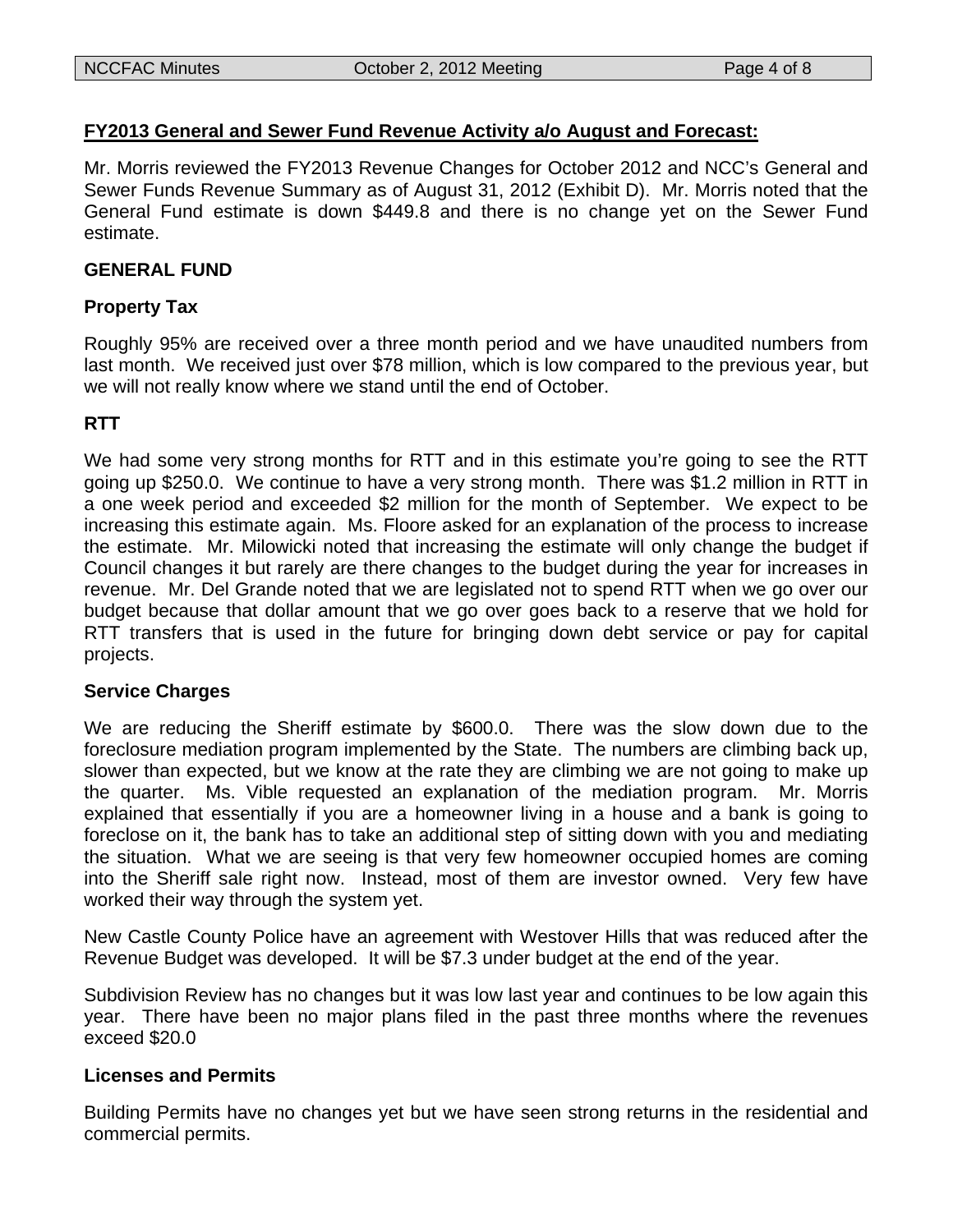**FY2013 General and Sewer Fund Revenue Activity a/o August and Forecast:**

Mr. Morris reviewed the FY2013 Revenue Changes for October 2012 and NCC's General and Sewer Funds Revenue Summary as of August 31, 2012 (Exhibit D). Mr. Morris noted that the General Fund estimate is down $449.8 and there is no change yet on the Sewer Fund estimate.

**GENERAL FUND**

**Property Tax**

Roughly 95% are received over a three month period and we have unaudited numbers from last month. We received just over $78 million, which is low compared to the previous year, but we will not really know where we stand until the end of October.

**RTT**

We had some very strong months for RTT and in this estimate you're going to see the RTT going up $250.0. We continue to have a very strong month. There was $1.2 million in RTT in a one week period and exceeded $2 million for the month of September. We expect to be increasing this estimate again. Ms. Floore asked for an explanation of the process to increase the estimate. Mr. Milowicki noted that increasing the estimate will only change the budget if Council changes it but rarely are there changes to the budget during the year for increases in revenue. Mr. Del Grande noted that we are legislated not to spend RTT when we go over our budget because that dollar amount that we go over goes back to a reserve that we hold for RTT transfers that is used in the future for bringing down debt service or pay for capital projects.

**Service Charges**

We are reducing the Sheriff estimate by $600.0. There was the slow down due to the foreclosure mediation program implemented by the State. The numbers are climbing back up, slower than expected, but we know at the rate they are climbing we are not going to make up the quarter. Ms. Vible requested an explanation of the mediation program. Mr. Morris explained that essentially if you are a homeowner living in a house and a bank is going to foreclose on it, the bank has to take an additional step of sitting down with you and mediating the situation. What we are seeing is that very few homeowner occupied homes are coming into the Sheriff sale right now. Instead, most of them are investor owned. Very few have worked their way through the system yet.

New Castle County Police have an agreement with Westover Hills that was reduced after the Revenue Budget was developed. It will be $7.3 under budget at the end of the year.

Subdivision Review has no changes but it was low last year and continues to be low again this year. There have been no major plans filed in the past three months where the revenues exceed $20.0

**Licenses and Permits**

Building Permits have no changes yet but we have seen strong returns in the residential and commercial permits.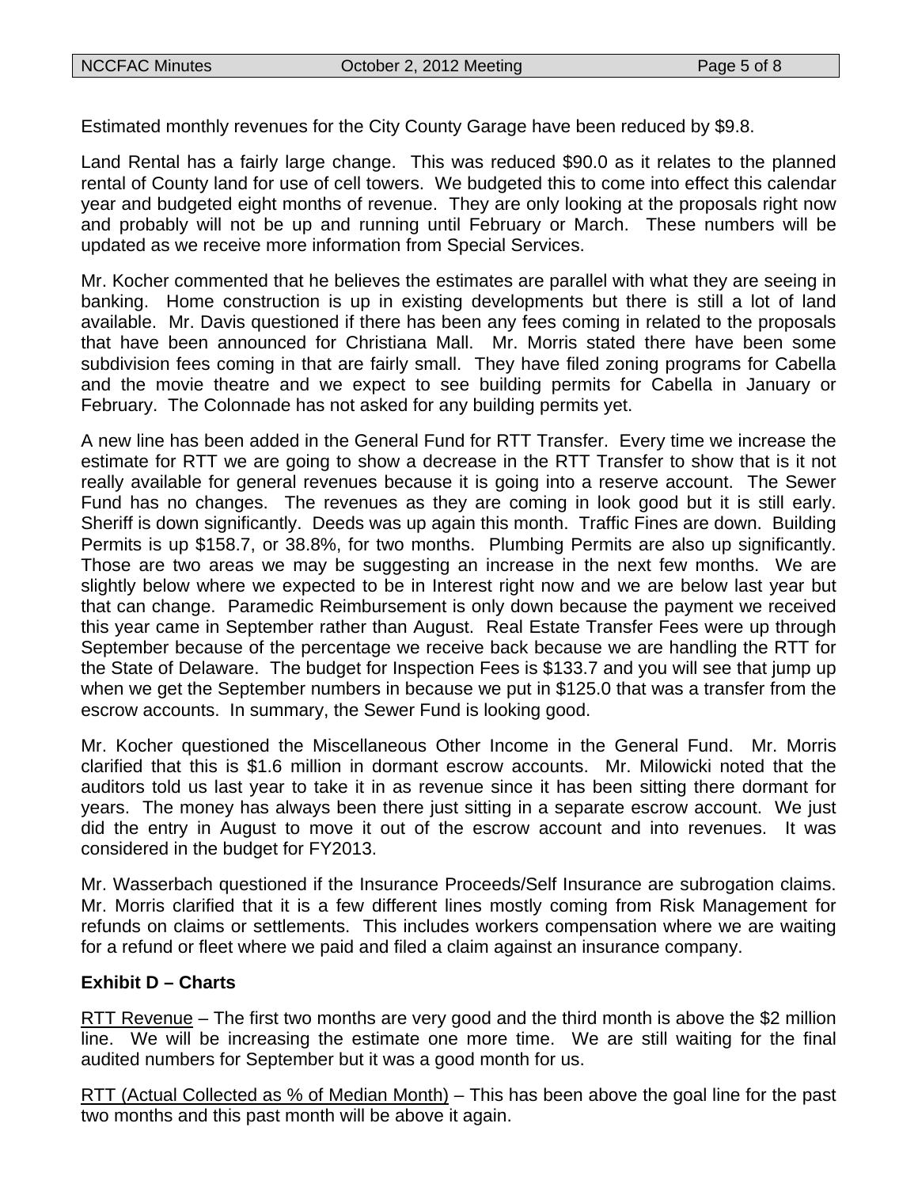Estimated monthly revenues for the City County Garage have been reduced by $9.8.

Land Rental has a fairly large change. This was reduced $90.0 as it relates to the planned rental of County land for use of cell towers. We budgeted this to come into effect this calendar year and budgeted eight months of revenue. They are only looking at the proposals right now and probably will not be up and running until February or March. These numbers will be updated as we receive more information from Special Services.

Mr. Kocher commented that he believes the estimates are parallel with what they are seeing in banking. Home construction is up in existing developments but there is still a lot of land available. Mr. Davis questioned if there has been any fees coming in related to the proposals that have been announced for Christiana Mall. Mr. Morris stated there have been some subdivision fees coming in that are fairly small. They have filed zoning programs for Cabella and the movie theatre and we expect to see building permits for Cabella in January or February. The Colonnade has not asked for any building permits yet.

A new line has been added in the General Fund for RTT Transfer. Every time we increase the estimate for RTT we are going to show a decrease in the RTT Transfer to show that is it not really available for general revenues because it is going into a reserve account. The Sewer Fund has no changes. The revenues as they are coming in look good but it is still early. Sheriff is down significantly. Deeds was up again this month. Traffic Fines are down. Building Permits is up $158.7, or 38.8%, for two months. Plumbing Permits are also up significantly. Those are two areas we may be suggesting an increase in the next few months. We are slightly below where we expected to be in Interest right now and we are below last year but that can change. Paramedic Reimbursement is only down because the payment we received this year came in September rather than August. Real Estate Transfer Fees were up through September because of the percentage we receive back because we are handling the RTT for the State of Delaware. The budget for Inspection Fees is $133.7 and you will see that jump up when we get the September numbers in because we put in $125.0 that was a transfer from the escrow accounts. In summary, the Sewer Fund is looking good.

Mr. Kocher questioned the Miscellaneous Other Income in the General Fund. Mr. Morris clarified that this is $1.6 million in dormant escrow accounts. Mr. Milowicki noted that the auditors told us last year to take it in as revenue since it has been sitting there dormant for years. The money has always been there just sitting in a separate escrow account. We just did the entry in August to move it out of the escrow account and into revenues. It was considered in the budget for FY2013.

Mr. Wasserbach questioned if the Insurance Proceeds/Self Insurance are subrogation claims. Mr. Morris clarified that it is a few different lines mostly coming from Risk Management for refunds on claims or settlements. This includes workers compensation where we are waiting for a refund or fleet where we paid and filed a claim against an insurance company.

**Exhibit D – Charts**

RTT Revenue – The first two months are very good and the third month is above the $2 million line. We will be increasing the estimate one more time. We are still waiting for the final audited numbers for September but it was a good month for us.

RTT (Actual Collected as % of Median Month) – This has been above the goal line for the past two months and this past month will be above it again.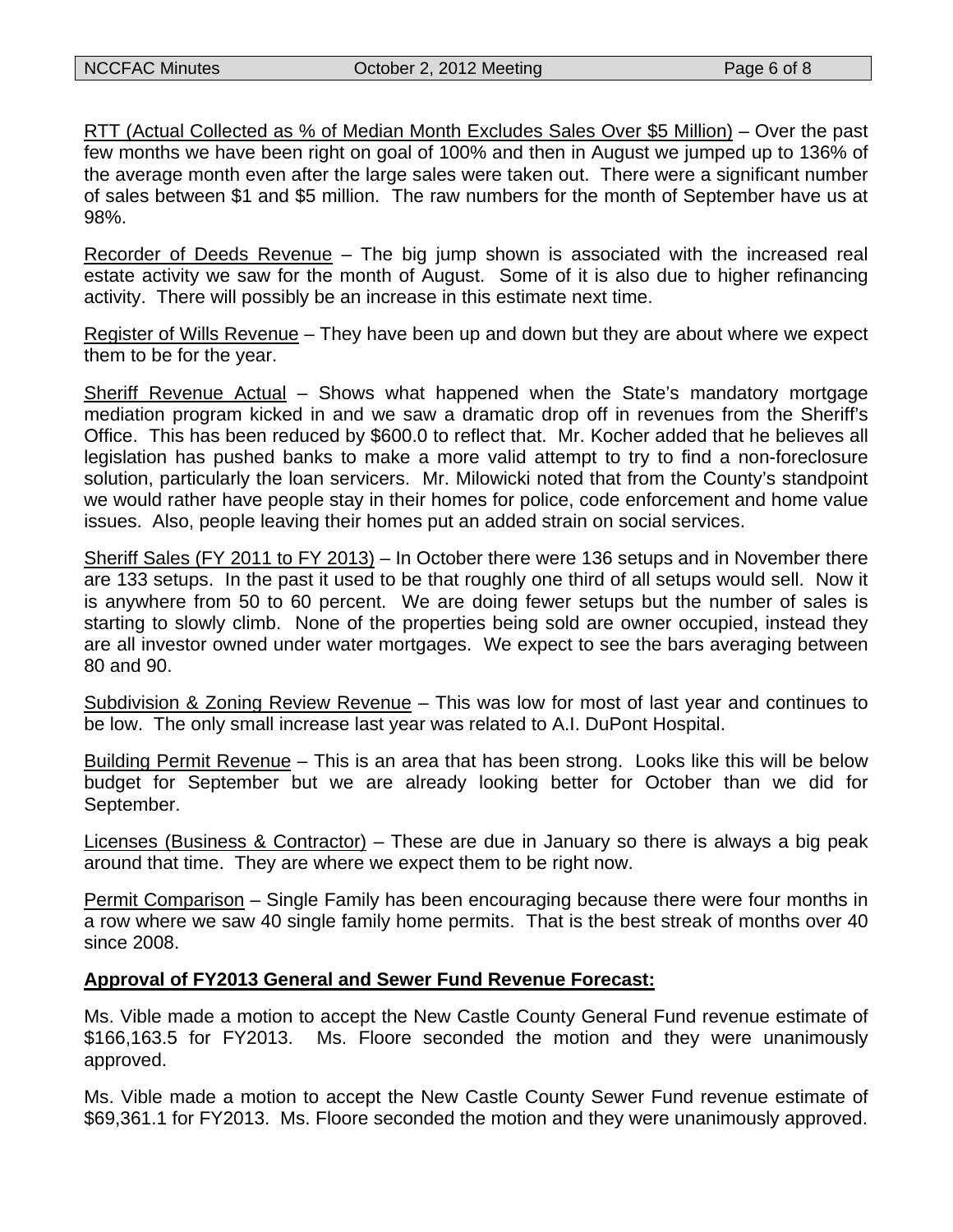<u>RTT (Actual Collected as % of Median Month Excludes Sales Over $5 Million)</u> – Over the past few months we have been right on goal of 100% and then in August we jumped up to 136% of the average month even after the large sales were taken out. There were a significant number of sales between $1 and $5 million. The raw numbers for the month of September have us at 98%.

<u>Recorder of Deeds Revenue</u> – The big jump shown is associated with the increased real estate activity we saw for the month of August. Some of it is also due to higher refinancing activity. There will possibly be an increase in this estimate next time.

<u>Register of Wills Revenue</u> – They have been up and down but they are about where we expect them to be for the year.

<u>Sheriff Revenue Actual</u> – Shows what happened when the State's mandatory mortgage mediation program kicked in and we saw a dramatic drop off in revenues from the Sheriff's Office. This has been reduced by $600.0 to reflect that. Mr. Kocher added that he believes all legislation has pushed banks to make a more valid attempt to try to find a non-foreclosure solution, particularly the loan servicers. Mr. Milowicki noted that from the County's standpoint we would rather have people stay in their homes for police, code enforcement and home value issues. Also, people leaving their homes put an added strain on social services.

<u>Sheriff Sales (FY 2011 to FY 2013)</u> – In October there were 136 setups and in November there are 133 setups. In the past it used to be that roughly one third of all setups would sell. Now it is anywhere from 50 to 60 percent. We are doing fewer setups but the number of sales is starting to slowly climb. None of the properties being sold are owner occupied, instead they are all investor owned under water mortgages. We expect to see the bars averaging between 80 and 90.

<u>Subdivision & Zoning Review Revenue</u> – This was low for most of last year and continues to be low. The only small increase last year was related to A.I. DuPont Hospital.

<u>Building Permit Revenue</u> – This is an area that has been strong. Looks like this will be below budget for September but we are already looking better for October than we did for September.

<u>Licenses (Business & Contractor)</u> – These are due in January so there is always a big peak around that time. They are where we expect them to be right now.

<u>Permit Comparison</u> – Single Family has been encouraging because there were four months in a row where we saw 40 single family home permits. That is the best streak of months over 40 since 2008.

**<u>Approval of FY2013 General and Sewer Fund Revenue Forecast:</u>**

Ms. Vible made a motion to accept the New Castle County General Fund revenue estimate of $166,163.5 for FY2013. Ms. Floore seconded the motion and they were unanimously approved.

Ms. Vible made a motion to accept the New Castle County Sewer Fund revenue estimate of $69,361.1 for FY2013. Ms. Floore seconded the motion and they were unanimously approved.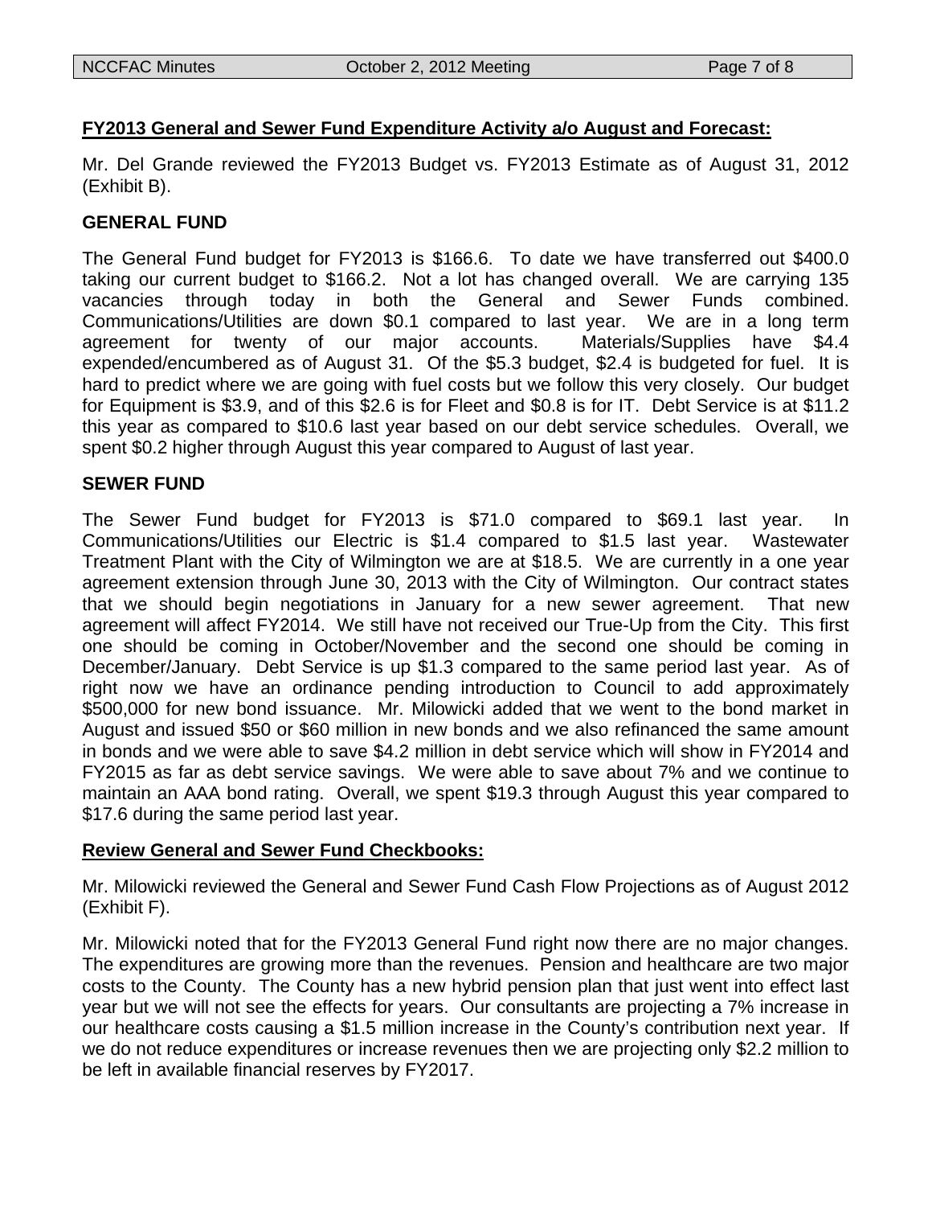**FY2013 General and Sewer Fund Expenditure Activity a/o August and Forecast:**

Mr. Del Grande reviewed the FY2013 Budget vs. FY2013 Estimate as of August 31, 2012 (Exhibit B).

**GENERAL FUND**

The General Fund budget for FY2013 is $166.6. To date we have transferred out $400.0 taking our current budget to $166.2. Not a lot has changed overall. We are carrying 135 vacancies through today in both the General and Sewer Funds combined. Communications/Utilities are down $0.1 compared to last year. We are in a long term agreement for twenty of our major accounts. Materials/Supplies have $4.4 expended/encumbered as of August 31. Of the $5.3 budget, $2.4 is budgeted for fuel. It is hard to predict where we are going with fuel costs but we follow this very closely. Our budget for Equipment is $3.9, and of this $2.6 is for Fleet and $0.8 is for IT. Debt Service is at $11.2 this year as compared to $10.6 last year based on our debt service schedules. Overall, we spent $0.2 higher through August this year compared to August of last year.

**SEWER FUND**

The Sewer Fund budget for FY2013 is $71.0 compared to $69.1 last year. In Communications/Utilities our Electric is $1.4 compared to $1.5 last year. Wastewater Treatment Plant with the City of Wilmington we are at $18.5. We are currently in a one year agreement extension through June 30, 2013 with the City of Wilmington. Our contract states that we should begin negotiations in January for a new sewer agreement. That new agreement will affect FY2014. We still have not received our True-Up from the City. This first one should be coming in October/November and the second one should be coming in December/January. Debt Service is up $1.3 compared to the same period last year. As of right now we have an ordinance pending introduction to Council to add approximately $500,000 for new bond issuance. Mr. Milowicki added that we went to the bond market in August and issued $50 or $60 million in new bonds and we also refinanced the same amount in bonds and we were able to save $4.2 million in debt service which will show in FY2014 and FY2015 as far as debt service savings. We were able to save about 7% and we continue to maintain an AAA bond rating. Overall, we spent $19.3 through August this year compared to $17.6 during the same period last year.

**Review General and Sewer Fund Checkbooks:**

Mr. Milowicki reviewed the General and Sewer Fund Cash Flow Projections as of August 2012 (Exhibit F).

Mr. Milowicki noted that for the FY2013 General Fund right now there are no major changes. The expenditures are growing more than the revenues. Pension and healthcare are two major costs to the County. The County has a new hybrid pension plan that just went into effect last year but we will not see the effects for years. Our consultants are projecting a 7% increase in our healthcare costs causing a $1.5 million increase in the County's contribution next year. If we do not reduce expenditures or increase revenues then we are projecting only $2.2 million to be left in available financial reserves by FY2017.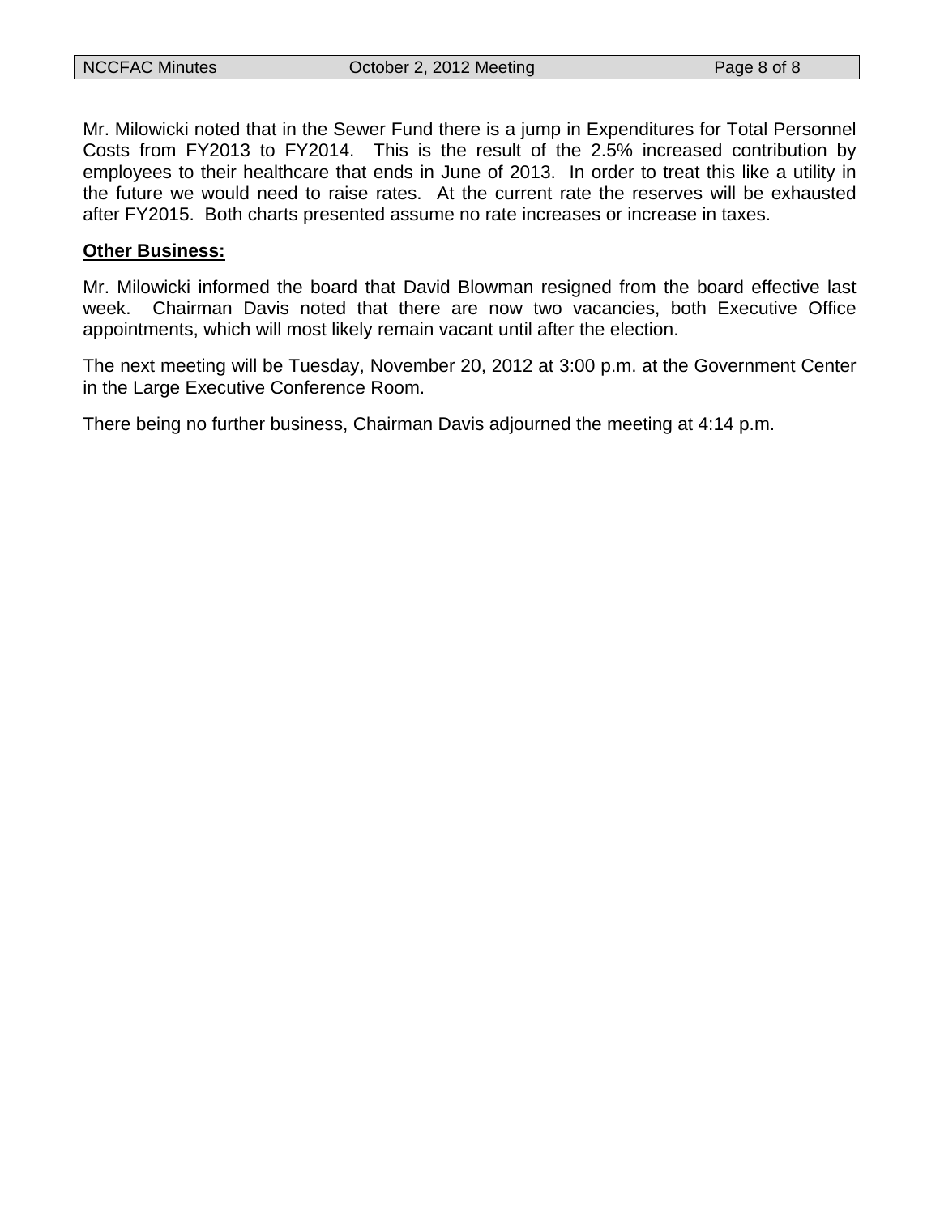Mr. Milowicki noted that in the Sewer Fund there is a jump in Expenditures for Total Personnel Costs from FY2013 to FY2014. This is the result of the 2.5% increased contribution by employees to their healthcare that ends in June of 2013. In order to treat this like a utility in the future we would need to raise rates. At the current rate the reserves will be exhausted after FY2015. Both charts presented assume no rate increases or increase in taxes.

**Other Business:**

Mr. Milowicki informed the board that David Blowman resigned from the board effective last week. Chairman Davis noted that there are now two vacancies, both Executive Office appointments, which will most likely remain vacant until after the election.

The next meeting will be Tuesday, November 20, 2012 at 3:00 p.m. at the Government Center in the Large Executive Conference Room.

There being no further business, Chairman Davis adjourned the meeting at 4:14 p.m.